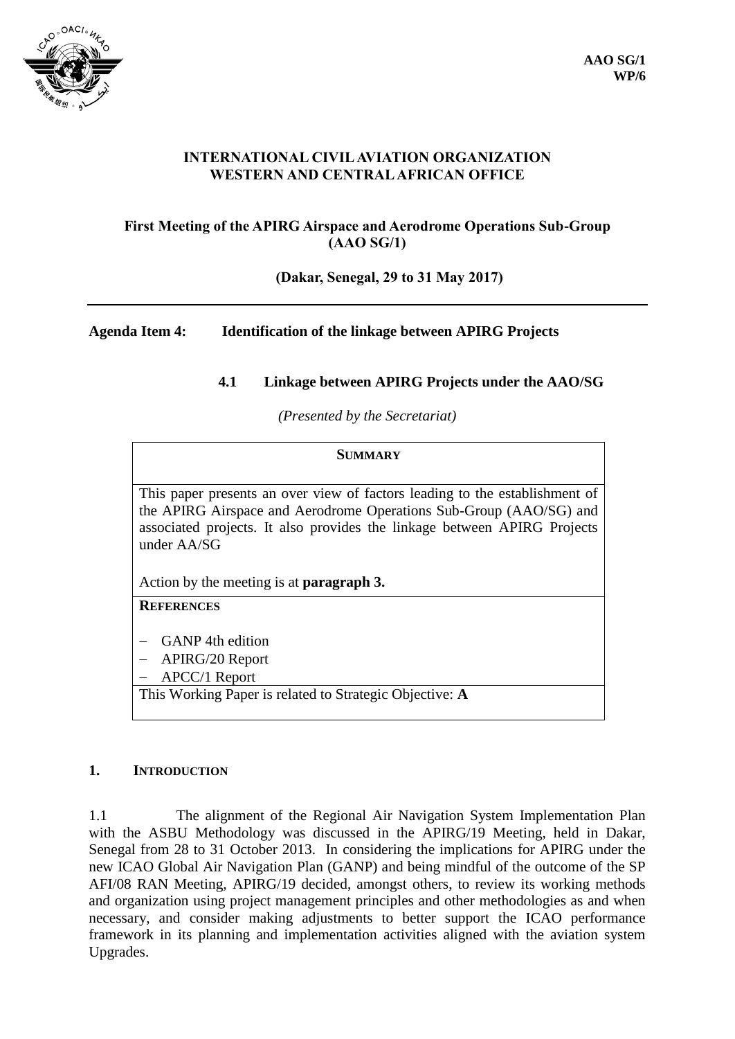AAO SG/1
WP/6

**INTERNATIONAL CIVIL AVIATION ORGANIZATION**
**WESTERN AND CENTRAL AFRICAN OFFICE**

**First Meeting of the APIRG Airspace and Aerodrome Operations Sub-Group (AAO SG/1)**

**(Dakar, Senegal, 29 to 31 May 2017)**

---

**Agenda Item 4: Identification of the linkage between APIRG Projects**

**4.1 Linkage between APIRG Projects under the AAO/SG**

*(Presented by the Secretariat)*

| **SUMMARY** |
|---|
| This paper presents an over view of factors leading to the establishment of the APIRG Airspace and Aerodrome Operations Sub-Group (AAO/SG) and associated projects. It also provides the linkage between APIRG Projects under AA/SG<br><br>Action by the meeting is at **paragraph 3.** |
| **REFERENCES**<br><br>– GANP 4th edition<br>– APIRG/20 Report<br>– APCC/1 Report |
| This Working Paper is related to Strategic Objective: **A** |

## 1. INTRODUCTION

1.1 The alignment of the Regional Air Navigation System Implementation Plan with the ASBU Methodology was discussed in the APIRG/19 Meeting, held in Dakar, Senegal from 28 to 31 October 2013. In considering the implications for APIRG under the new ICAO Global Air Navigation Plan (GANP) and being mindful of the outcome of the SP AFI/08 RAN Meeting, APIRG/19 decided, amongst others, to review its working methods and organization using project management principles and other methodologies as and when necessary, and consider making adjustments to better support the ICAO performance framework in its planning and implementation activities aligned with the aviation system Upgrades.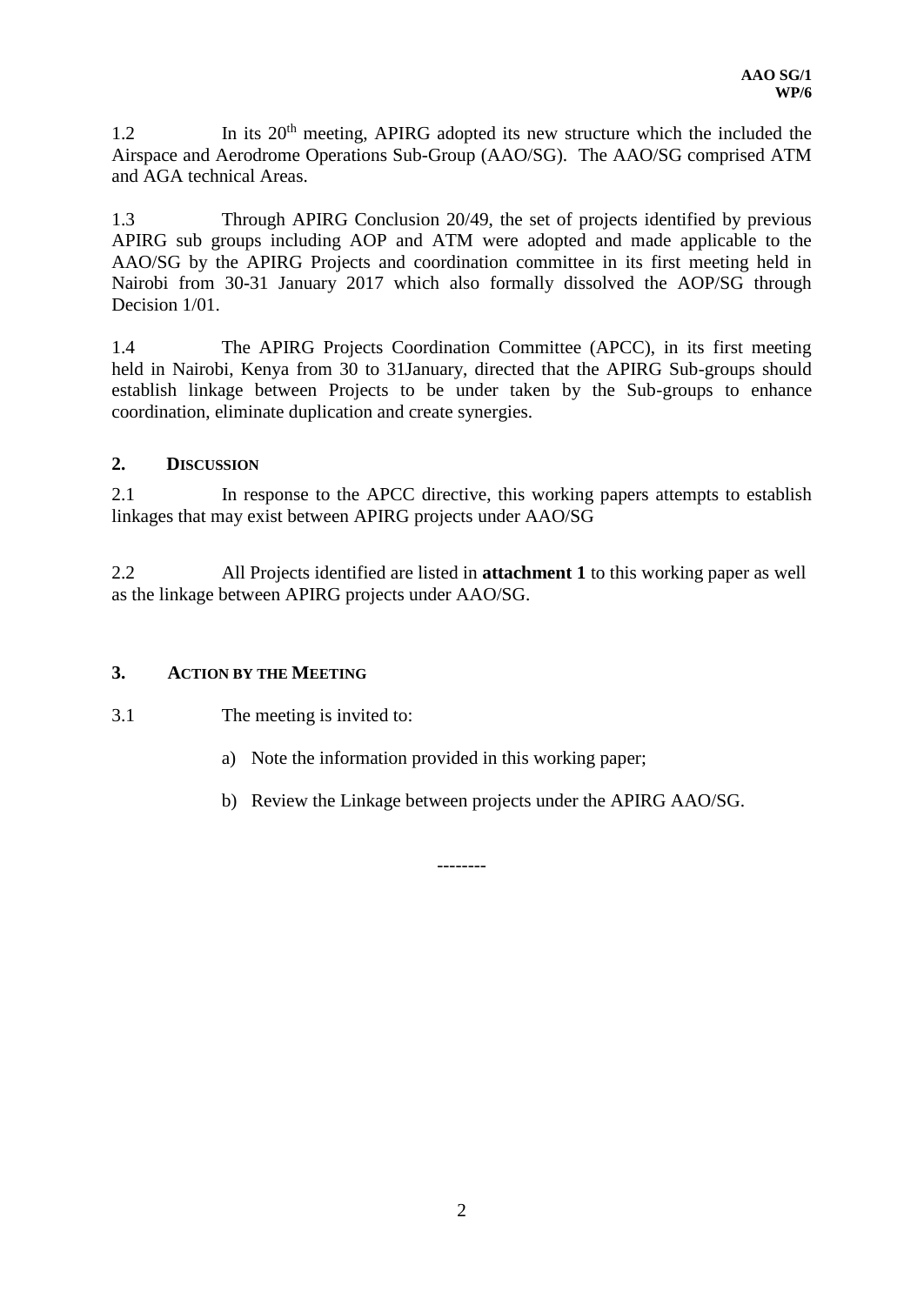1.2 In its 20th meeting, APIRG adopted its new structure which the included the Airspace and Aerodrome Operations Sub-Group (AAO/SG). The AAO/SG comprised ATM and AGA technical Areas.

1.3 Through APIRG Conclusion 20/49, the set of projects identified by previous APIRG sub groups including AOP and ATM were adopted and made applicable to the AAO/SG by the APIRG Projects and coordination committee in its first meeting held in Nairobi from 30-31 January 2017 which also formally dissolved the AOP/SG through Decision 1/01.

1.4 The APIRG Projects Coordination Committee (APCC), in its first meeting held in Nairobi, Kenya from 30 to 31January, directed that the APIRG Sub-groups should establish linkage between Projects to be under taken by the Sub-groups to enhance coordination, eliminate duplication and create synergies.

## 2. Discussion

2.1 In response to the APCC directive, this working papers attempts to establish linkages that may exist between APIRG projects under AAO/SG

2.2 All Projects identified are listed in **attachment 1** to this working paper as well as the linkage between APIRG projects under AAO/SG.

## 3. Action by the Meeting

3.1 The meeting is invited to:

a) Note the information provided in this working paper;

b) Review the Linkage between projects under the APIRG AAO/SG.

--------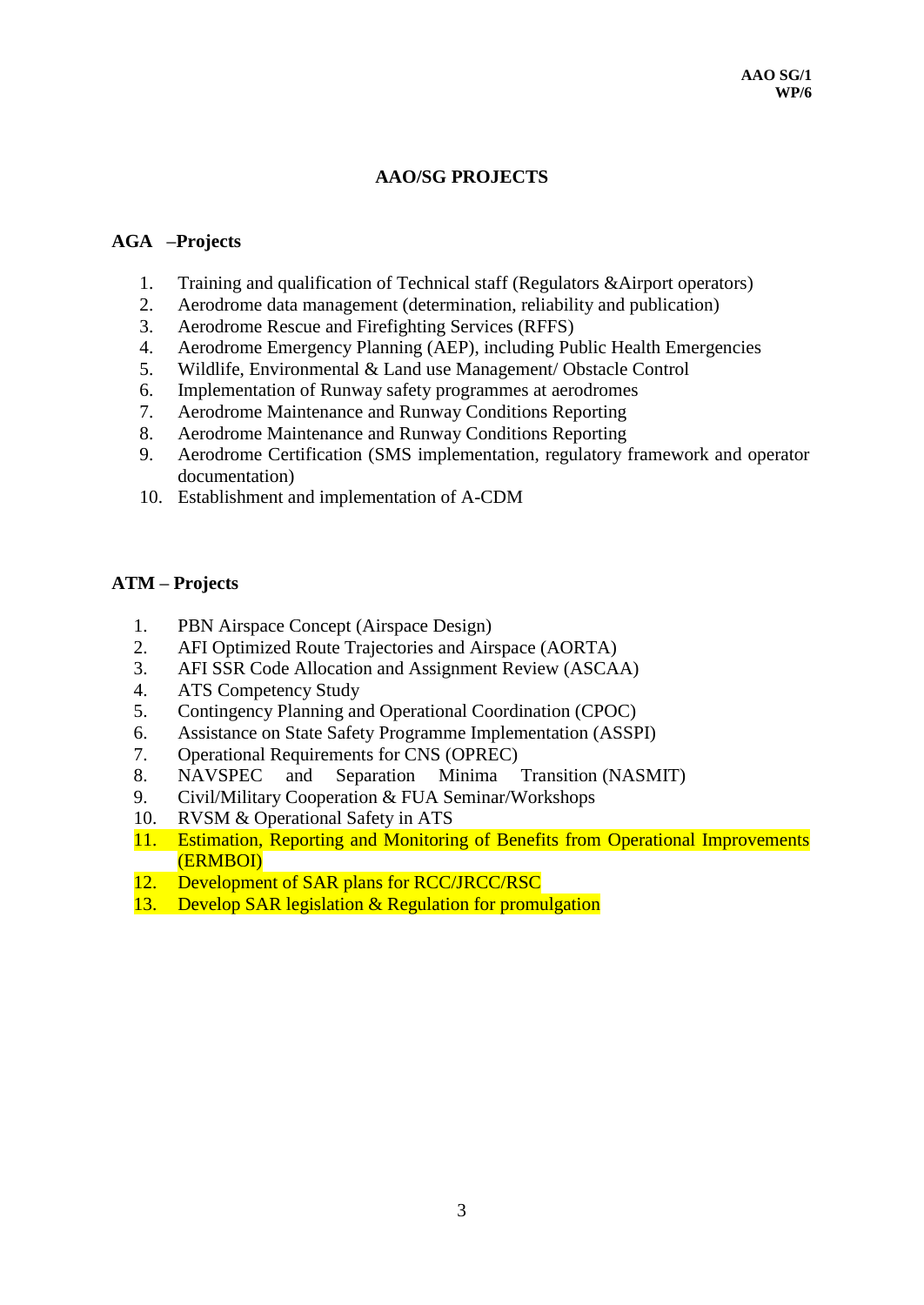# AAO/SG PROJECTS

## AGA –Projects

1. Training and qualification of Technical staff (Regulators &Airport operators)
2. Aerodrome data management (determination, reliability and publication)
3. Aerodrome Rescue and Firefighting Services (RFFS)
4. Aerodrome Emergency Planning (AEP), including Public Health Emergencies
5. Wildlife, Environmental & Land use Management/ Obstacle Control
6. Implementation of Runway safety programmes at aerodromes
7. Aerodrome Maintenance and Runway Conditions Reporting
8. Aerodrome Maintenance and Runway Conditions Reporting
9. Aerodrome Certification (SMS implementation, regulatory framework and operator documentation)
10. Establishment and implementation of A-CDM

## ATM – Projects

1. PBN Airspace Concept (Airspace Design)
2. AFI Optimized Route Trajectories and Airspace (AORTA)
3. AFI SSR Code Allocation and Assignment Review (ASCAA)
4. ATS Competency Study
5. Contingency Planning and Operational Coordination (CPOC)
6. Assistance on State Safety Programme Implementation (ASSPI)
7. Operational Requirements for CNS (OPREC)
8. NAVSPEC and Separation Minima Transition (NASMIT)
9. Civil/Military Cooperation & FUA Seminar/Workshops
10. RVSM & Operational Safety in ATS
11. Estimation, Reporting and Monitoring of Benefits from Operational Improvements (ERMBOI)
12. Development of SAR plans for RCC/JRCC/RSC
13. Develop SAR legislation & Regulation for promulgation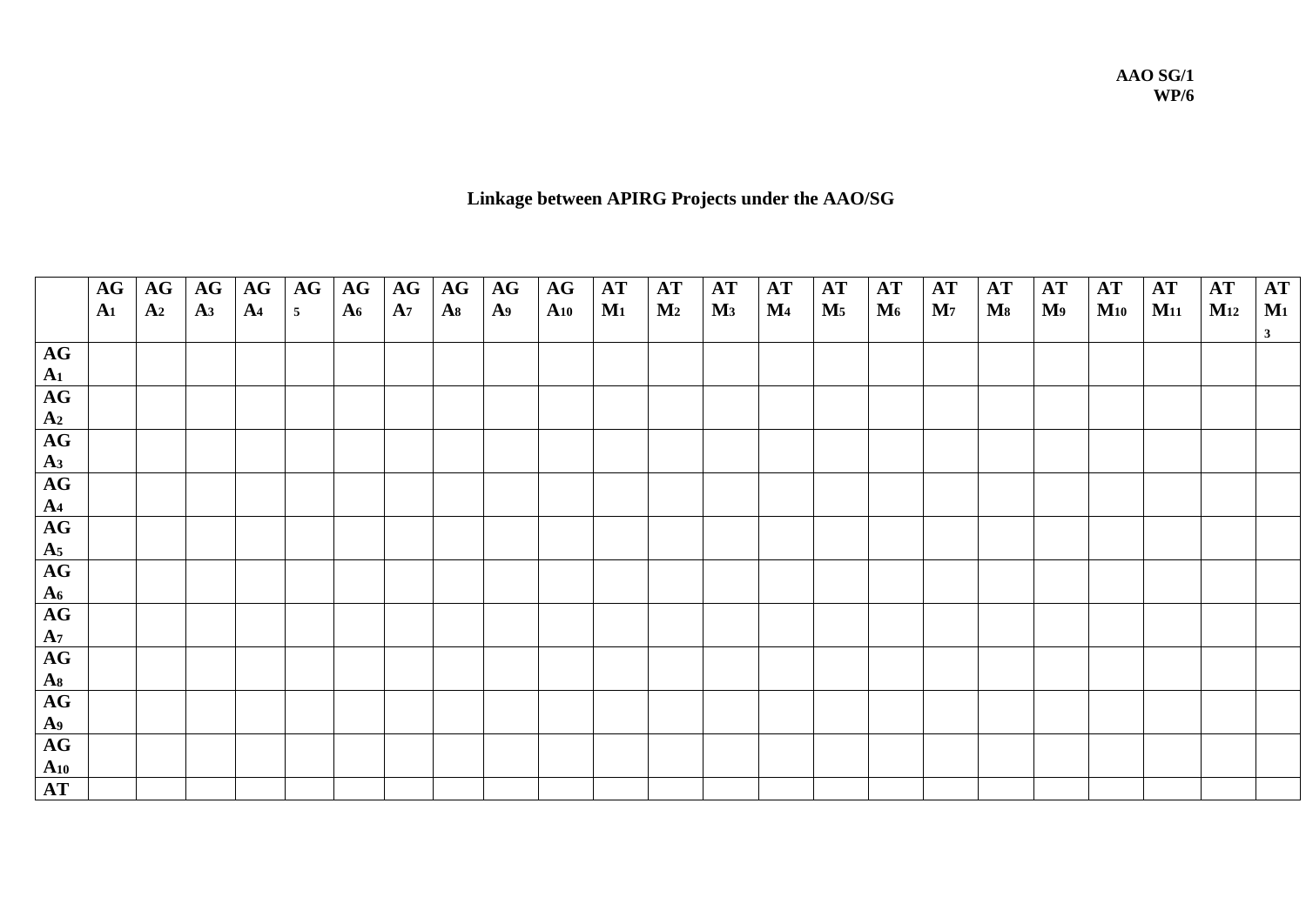AAO SG/1
WP/6

**Linkage between APIRG Projects under the AAO/SG**

| | AGA1 | AGA2 | AGA3 | AGA4 | AG5 | AGA6 | AGA7 | AGA8 | AGA9 | AGA10 | ATM1 | ATM2 | ATM3 | ATM4 | ATM5 | ATM6 | ATM7 | ATM8 | ATM9 | ATM10 | ATM11 | ATM12 | ATM13 |
|---|---|---|---|---|---|---|---|---|---|---|---|---|---|---|---|---|---|---|---|---|---|---|---|
| AGA1 | | | | | | | | | | | | | | | | | | | | | | | |
| AGA2 | | | | | | | | | | | | | | | | | | | | | | | |
| AGA3 | | | | | | | | | | | | | | | | | | | | | | | |
| AGA4 | | | | | | | | | | | | | | | | | | | | | | | |
| AGA5 | | | | | | | | | | | | | | | | | | | | | | | |
| AGA6 | | | | | | | | | | | | | | | | | | | | | | | |
| AGA7 | | | | | | | | | | | | | | | | | | | | | | | |
| AGA8 | | | | | | | | | | | | | | | | | | | | | | | |
| AGA9 | | | | | | | | | | | | | | | | | | | | | | | |
| AGA10 | | | | | | | | | | | | | | | | | | | | | | | |
| AT | | | | | | | | | | | | | | | | | | | | | | | |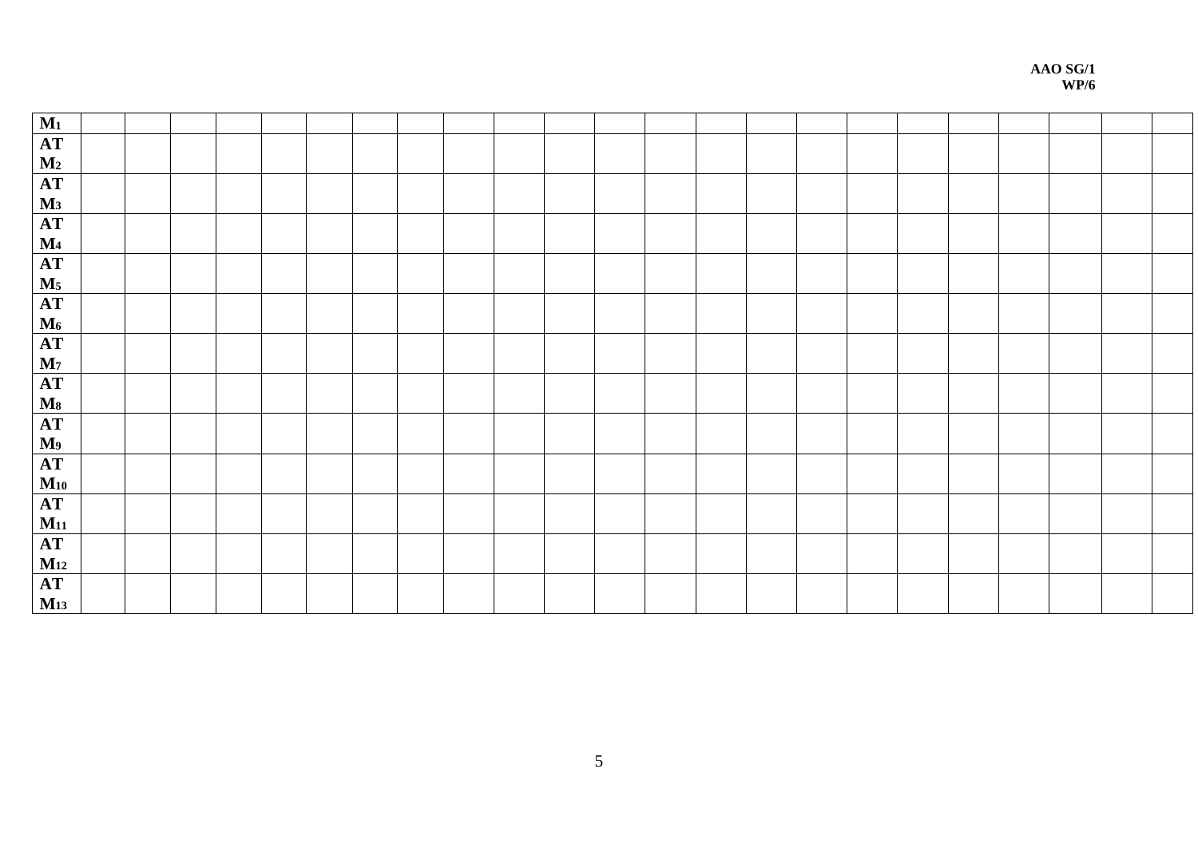| | | | | | | | | | | | | | | | | | | | | | | | |
|---|---|---|---|---|---|---|---|---|---|---|---|---|---|---|---|---|---|---|---|---|---|---|---|
| **$M_1$** | | | | | | | | | | | | | | | | | | | | | | | |
| **AT $M_2$** | | | | | | | | | | | | | | | | | | | | | | | |
| **AT $M_3$** | | | | | | | | | | | | | | | | | | | | | | | |
| **AT $M_4$** | | | | | | | | | | | | | | | | | | | | | | | |
| **AT $M_5$** | | | | | | | | | | | | | | | | | | | | | | | |
| **AT $M_6$** | | | | | | | | | | | | | | | | | | | | | | | |
| **AT $M_7$** | | | | | | | | | | | | | | | | | | | | | | | |
| **AT $M_8$** | | | | | | | | | | | | | | | | | | | | | | | |
| **AT $M_9$** | | | | | | | | | | | | | | | | | | | | | | | |
| **AT $M_{10}$** | | | | | | | | | | | | | | | | | | | | | | | |
| **AT $M_{11}$** | | | | | | | | | | | | | | | | | | | | | | | |
| **AT $M_{12}$** | | | | | | | | | | | | | | | | | | | | | | | |
| **AT $M_{13}$** | | | | | | | | | | | | | | | | | | | | | | | |